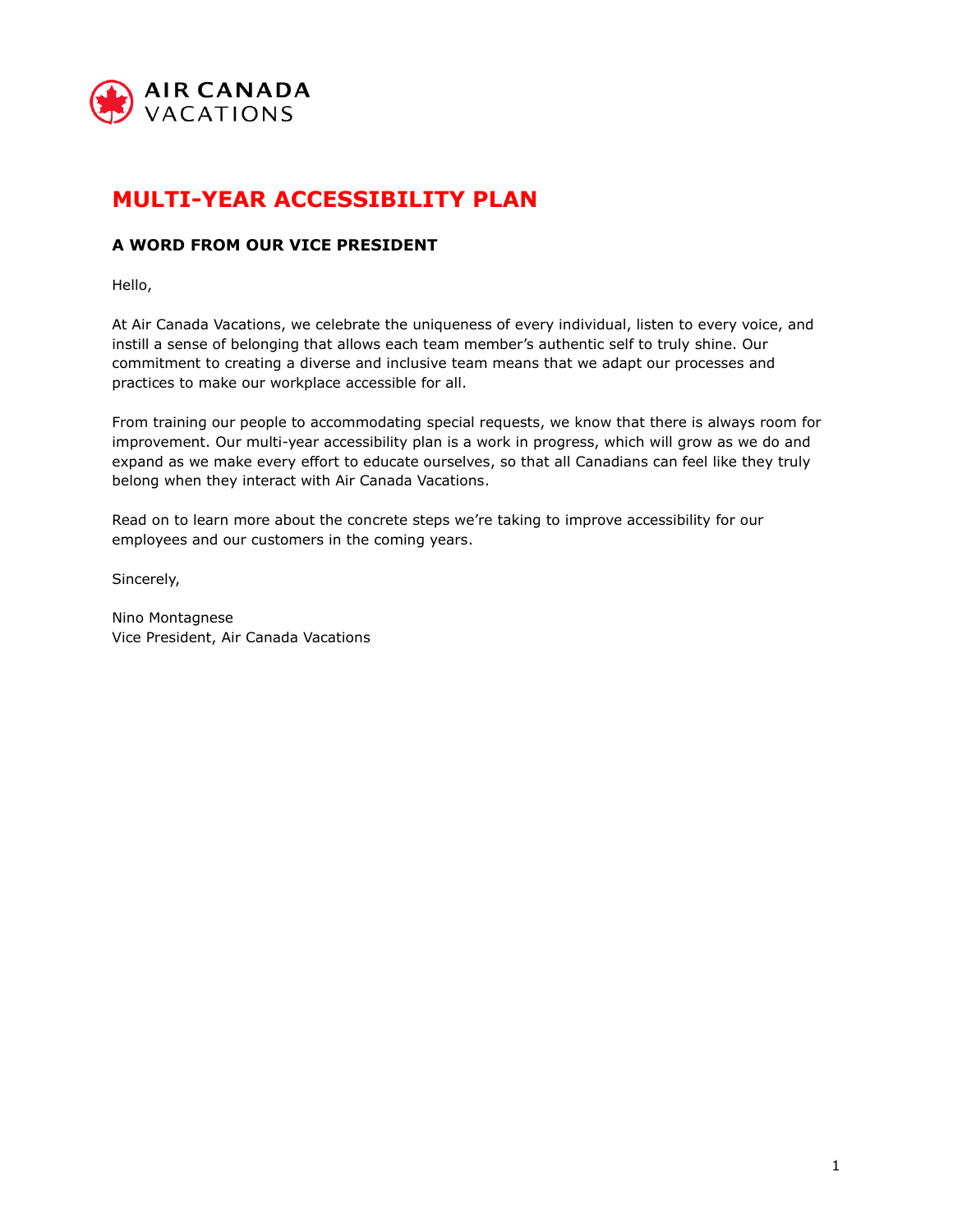AIR CANADA VACATIONS

# MULTI-YEAR ACCESSIBILITY PLAN

## A WORD FROM OUR VICE PRESIDENT

Hello,

At Air Canada Vacations, we celebrate the uniqueness of every individual, listen to every voice, and instill a sense of belonging that allows each team member's authentic self to truly shine. Our commitment to creating a diverse and inclusive team means that we adapt our processes and practices to make our workplace accessible for all.

From training our people to accommodating special requests, we know that there is always room for improvement. Our multi-year accessibility plan is a work in progress, which will grow as we do and expand as we make every effort to educate ourselves, so that all Canadians can feel like they truly belong when they interact with Air Canada Vacations.

Read on to learn more about the concrete steps we're taking to improve accessibility for our employees and our customers in the coming years.

Sincerely,

Nino Montagnese
Vice President, Air Canada Vacations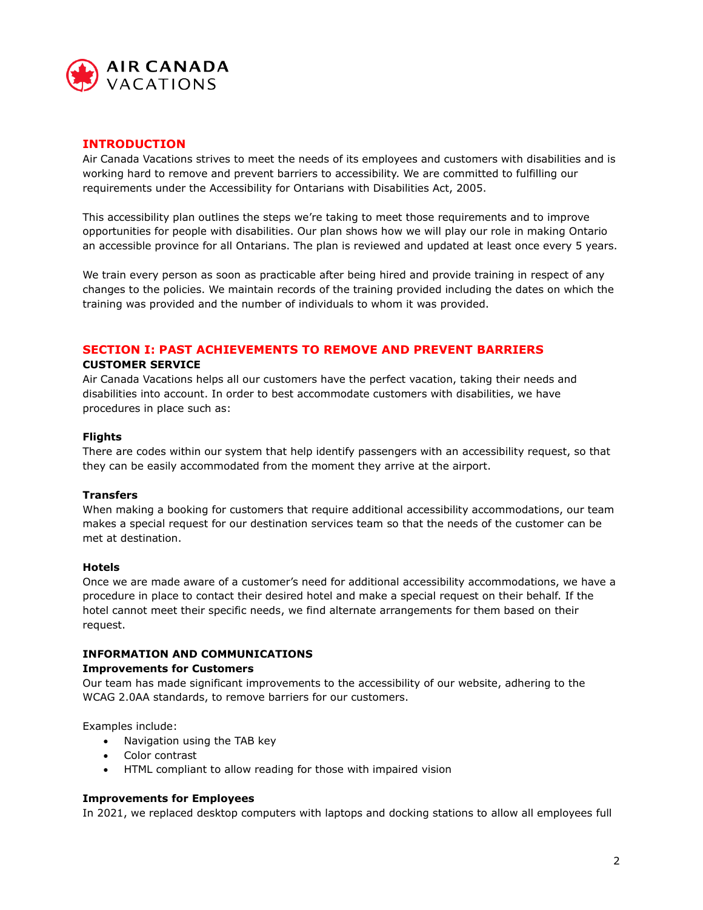## INTRODUCTION

Air Canada Vacations strives to meet the needs of its employees and customers with disabilities and is working hard to remove and prevent barriers to accessibility. We are committed to fulfilling our requirements under the Accessibility for Ontarians with Disabilities Act, 2005.

This accessibility plan outlines the steps we're taking to meet those requirements and to improve opportunities for people with disabilities. Our plan shows how we will play our role in making Ontario an accessible province for all Ontarians. The plan is reviewed and updated at least once every 5 years.

We train every person as soon as practicable after being hired and provide training in respect of any changes to the policies. We maintain records of the training provided including the dates on which the training was provided and the number of individuals to whom it was provided.

## SECTION I: PAST ACHIEVEMENTS TO REMOVE AND PREVENT BARRIERS

### CUSTOMER SERVICE

Air Canada Vacations helps all our customers have the perfect vacation, taking their needs and disabilities into account. In order to best accommodate customers with disabilities, we have procedures in place such as:

#### Flights

There are codes within our system that help identify passengers with an accessibility request, so that they can be easily accommodated from the moment they arrive at the airport.

#### Transfers

When making a booking for customers that require additional accessibility accommodations, our team makes a special request for our destination services team so that the needs of the customer can be met at destination.

#### Hotels

Once we are made aware of a customer's need for additional accessibility accommodations, we have a procedure in place to contact their desired hotel and make a special request on their behalf. If the hotel cannot meet their specific needs, we find alternate arrangements for them based on their request.

### INFORMATION AND COMMUNICATIONS

#### Improvements for Customers

Our team has made significant improvements to the accessibility of our website, adhering to the WCAG 2.0AA standards, to remove barriers for our customers.

Examples include:

- Navigation using the TAB key
- Color contrast
- HTML compliant to allow reading for those with impaired vision

#### Improvements for Employees

In 2021, we replaced desktop computers with laptops and docking stations to allow all employees full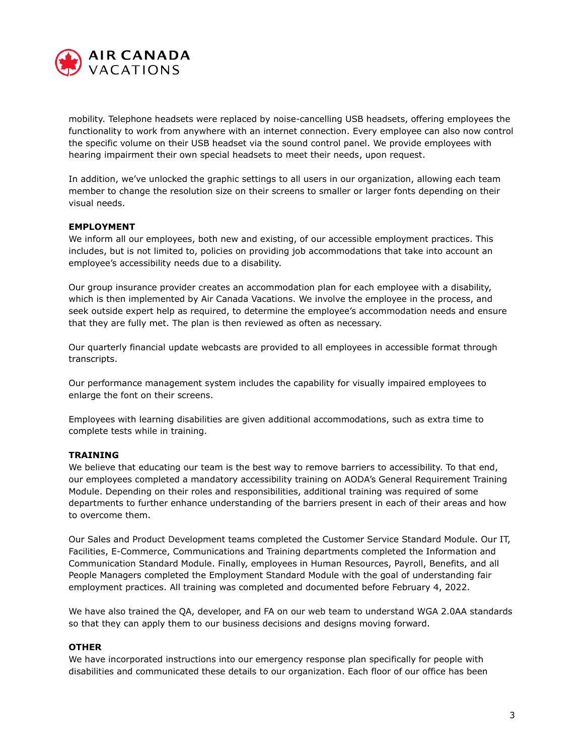mobility. Telephone headsets were replaced by noise-cancelling USB headsets, offering employees the functionality to work from anywhere with an internet connection. Every employee can also now control the specific volume on their USB headset via the sound control panel. We provide employees with hearing impairment their own special headsets to meet their needs, upon request.

In addition, we've unlocked the graphic settings to all users in our organization, allowing each team member to change the resolution size on their screens to smaller or larger fonts depending on their visual needs.

**EMPLOYMENT**

We inform all our employees, both new and existing, of our accessible employment practices. This includes, but is not limited to, policies on providing job accommodations that take into account an employee's accessibility needs due to a disability.

Our group insurance provider creates an accommodation plan for each employee with a disability, which is then implemented by Air Canada Vacations. We involve the employee in the process, and seek outside expert help as required, to determine the employee's accommodation needs and ensure that they are fully met. The plan is then reviewed as often as necessary.

Our quarterly financial update webcasts are provided to all employees in accessible format through transcripts.

Our performance management system includes the capability for visually impaired employees to enlarge the font on their screens.

Employees with learning disabilities are given additional accommodations, such as extra time to complete tests while in training.

**TRAINING**

We believe that educating our team is the best way to remove barriers to accessibility. To that end, our employees completed a mandatory accessibility training on AODA's General Requirement Training Module. Depending on their roles and responsibilities, additional training was required of some departments to further enhance understanding of the barriers present in each of their areas and how to overcome them.

Our Sales and Product Development teams completed the Customer Service Standard Module. Our IT, Facilities, E-Commerce, Communications and Training departments completed the Information and Communication Standard Module. Finally, employees in Human Resources, Payroll, Benefits, and all People Managers completed the Employment Standard Module with the goal of understanding fair employment practices. All training was completed and documented before February 4, 2022.

We have also trained the QA, developer, and FA on our web team to understand WGA 2.0AA standards so that they can apply them to our business decisions and designs moving forward.

**OTHER**

We have incorporated instructions into our emergency response plan specifically for people with disabilities and communicated these details to our organization. Each floor of our office has been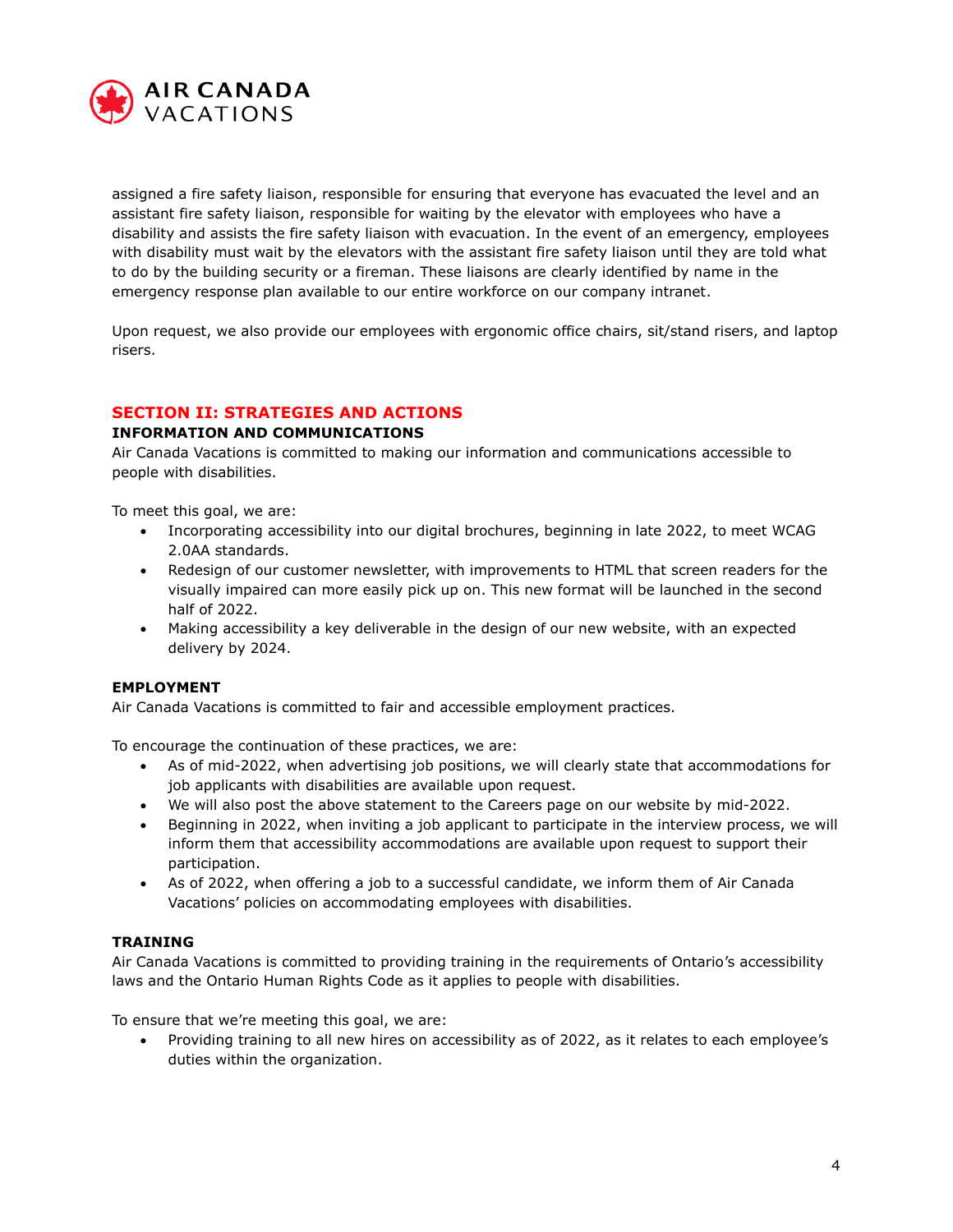assigned a fire safety liaison, responsible for ensuring that everyone has evacuated the level and an assistant fire safety liaison, responsible for waiting by the elevator with employees who have a disability and assists the fire safety liaison with evacuation. In the event of an emergency, employees with disability must wait by the elevators with the assistant fire safety liaison until they are told what to do by the building security or a fireman. These liaisons are clearly identified by name in the emergency response plan available to our entire workforce on our company intranet.

Upon request, we also provide our employees with ergonomic office chairs, sit/stand risers, and laptop risers.

## SECTION II: STRATEGIES AND ACTIONS

### INFORMATION AND COMMUNICATIONS

Air Canada Vacations is committed to making our information and communications accessible to people with disabilities.

To meet this goal, we are:

- Incorporating accessibility into our digital brochures, beginning in late 2022, to meet WCAG 2.0AA standards.
- Redesign of our customer newsletter, with improvements to HTML that screen readers for the visually impaired can more easily pick up on. This new format will be launched in the second half of 2022.
- Making accessibility a key deliverable in the design of our new website, with an expected delivery by 2024.

### EMPLOYMENT

Air Canada Vacations is committed to fair and accessible employment practices.

To encourage the continuation of these practices, we are:

- As of mid-2022, when advertising job positions, we will clearly state that accommodations for job applicants with disabilities are available upon request.
- We will also post the above statement to the Careers page on our website by mid-2022.
- Beginning in 2022, when inviting a job applicant to participate in the interview process, we will inform them that accessibility accommodations are available upon request to support their participation.
- As of 2022, when offering a job to a successful candidate, we inform them of Air Canada Vacations' policies on accommodating employees with disabilities.

### TRAINING

Air Canada Vacations is committed to providing training in the requirements of Ontario's accessibility laws and the Ontario Human Rights Code as it applies to people with disabilities.

To ensure that we're meeting this goal, we are:

- Providing training to all new hires on accessibility as of 2022, as it relates to each employee's duties within the organization.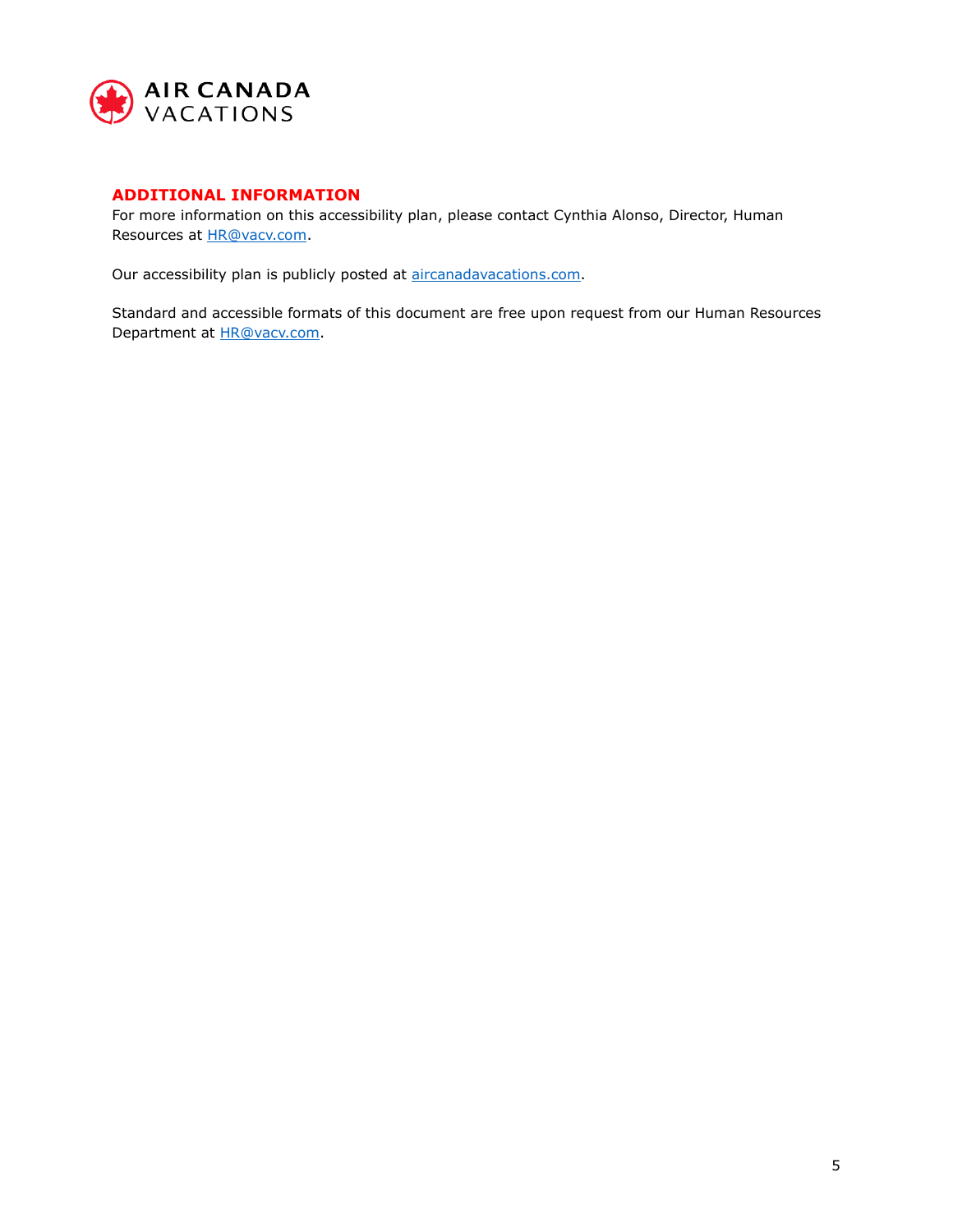## ADDITIONAL INFORMATION

For more information on this accessibility plan, please contact Cynthia Alonso, Director, Human Resources at HR@vacv.com.

Our accessibility plan is publicly posted at aircanadavacations.com.

Standard and accessible formats of this document are free upon request from our Human Resources Department at HR@vacv.com.